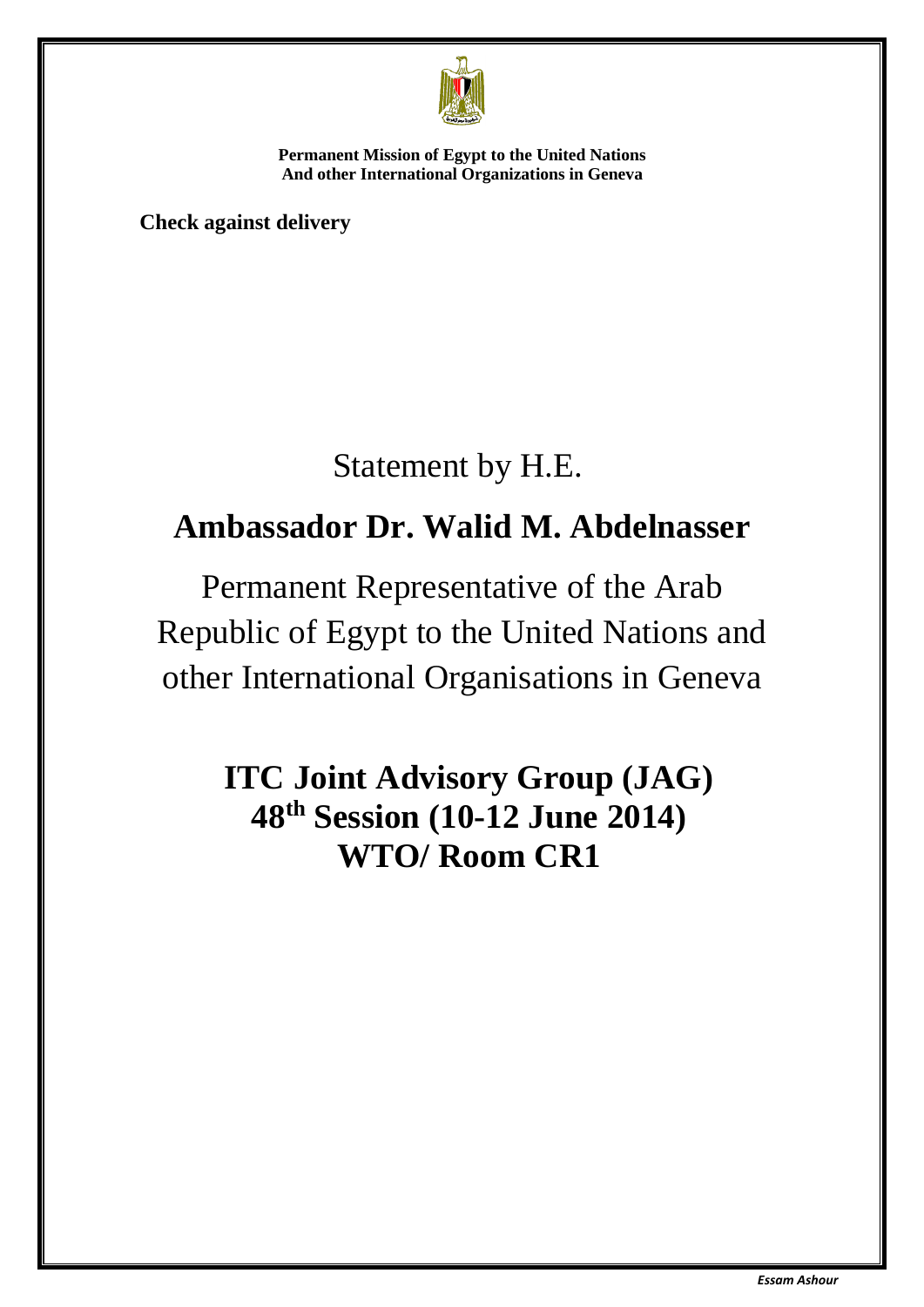**Permanent Mission of Egypt to the United Nations**
**And other International Organizations in Geneva**

**Check against delivery**

Statement by H.E.

# Ambassador Dr. Walid M. Abdelnasser

Permanent Representative of the Arab Republic of Egypt to the United Nations and other International Organisations in Geneva

## ITC Joint Advisory Group (JAG)
## 48th Session (10-12 June 2014)
## WTO/ Room CR1

*Essam Ashour*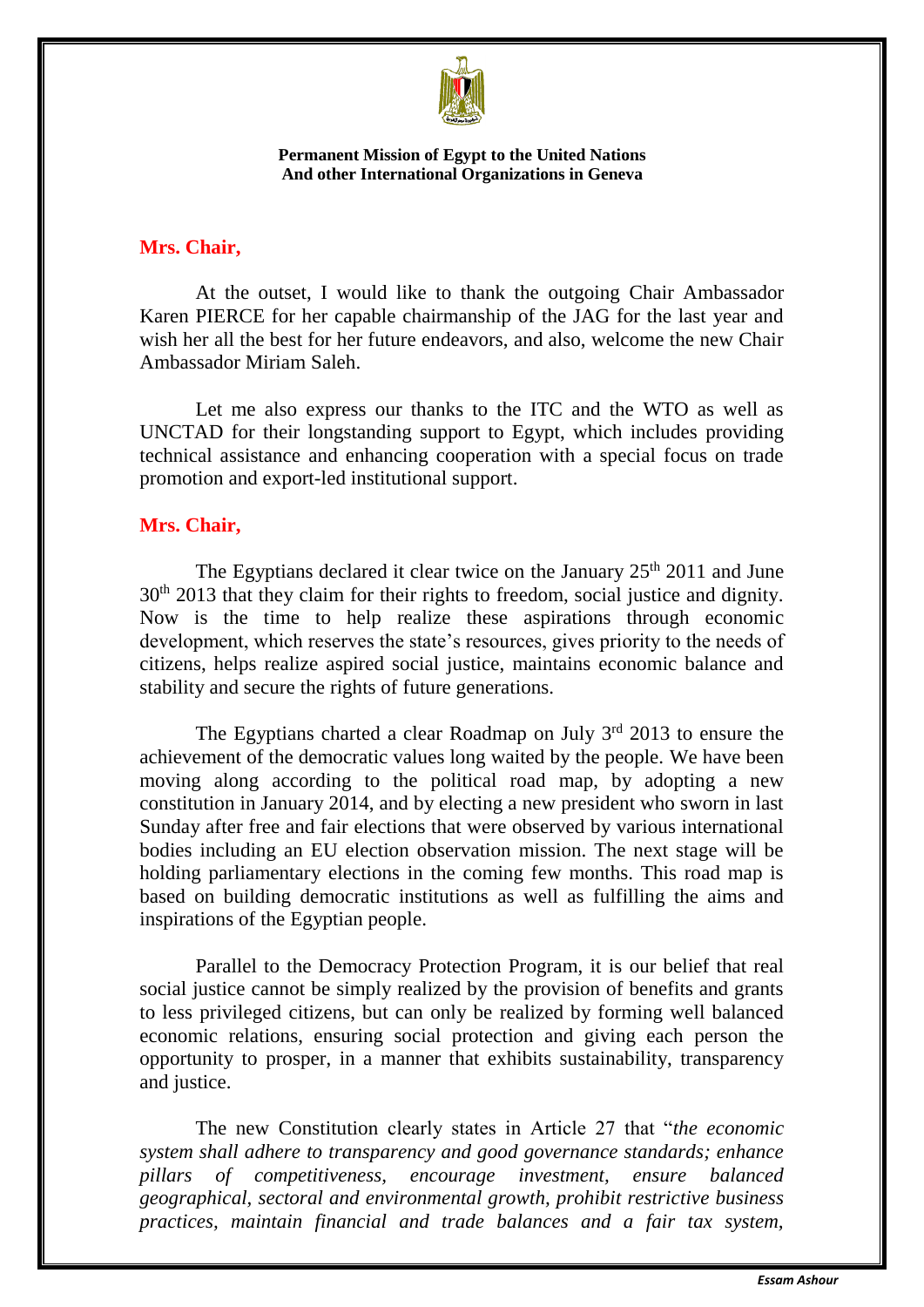**Permanent Mission of Egypt to the United Nations**
**And other International Organizations in Geneva**

**Mrs. Chair,**

At the outset, I would like to thank the outgoing Chair Ambassador Karen PIERCE for her capable chairmanship of the JAG for the last year and wish her all the best for her future endeavors, and also, welcome the new Chair Ambassador Miriam Saleh.

Let me also express our thanks to the ITC and the WTO as well as UNCTAD for their longstanding support to Egypt, which includes providing technical assistance and enhancing cooperation with a special focus on trade promotion and export-led institutional support.

**Mrs. Chair,**

The Egyptians declared it clear twice on the January 25th 2011 and June 30th 2013 that they claim for their rights to freedom, social justice and dignity. Now is the time to help realize these aspirations through economic development, which reserves the state's resources, gives priority to the needs of citizens, helps realize aspired social justice, maintains economic balance and stability and secure the rights of future generations.

The Egyptians charted a clear Roadmap on July 3rd 2013 to ensure the achievement of the democratic values long waited by the people. We have been moving along according to the political road map, by adopting a new constitution in January 2014, and by electing a new president who sworn in last Sunday after free and fair elections that were observed by various international bodies including an EU election observation mission. The next stage will be holding parliamentary elections in the coming few months. This road map is based on building democratic institutions as well as fulfilling the aims and inspirations of the Egyptian people.

Parallel to the Democracy Protection Program, it is our belief that real social justice cannot be simply realized by the provision of benefits and grants to less privileged citizens, but can only be realized by forming well balanced economic relations, ensuring social protection and giving each person the opportunity to prosper, in a manner that exhibits sustainability, transparency and justice.

The new Constitution clearly states in Article 27 that "*the economic system shall adhere to transparency and good governance standards; enhance pillars of competitiveness, encourage investment, ensure balanced geographical, sectoral and environmental growth, prohibit restrictive business practices, maintain financial and trade balances and a fair tax system,*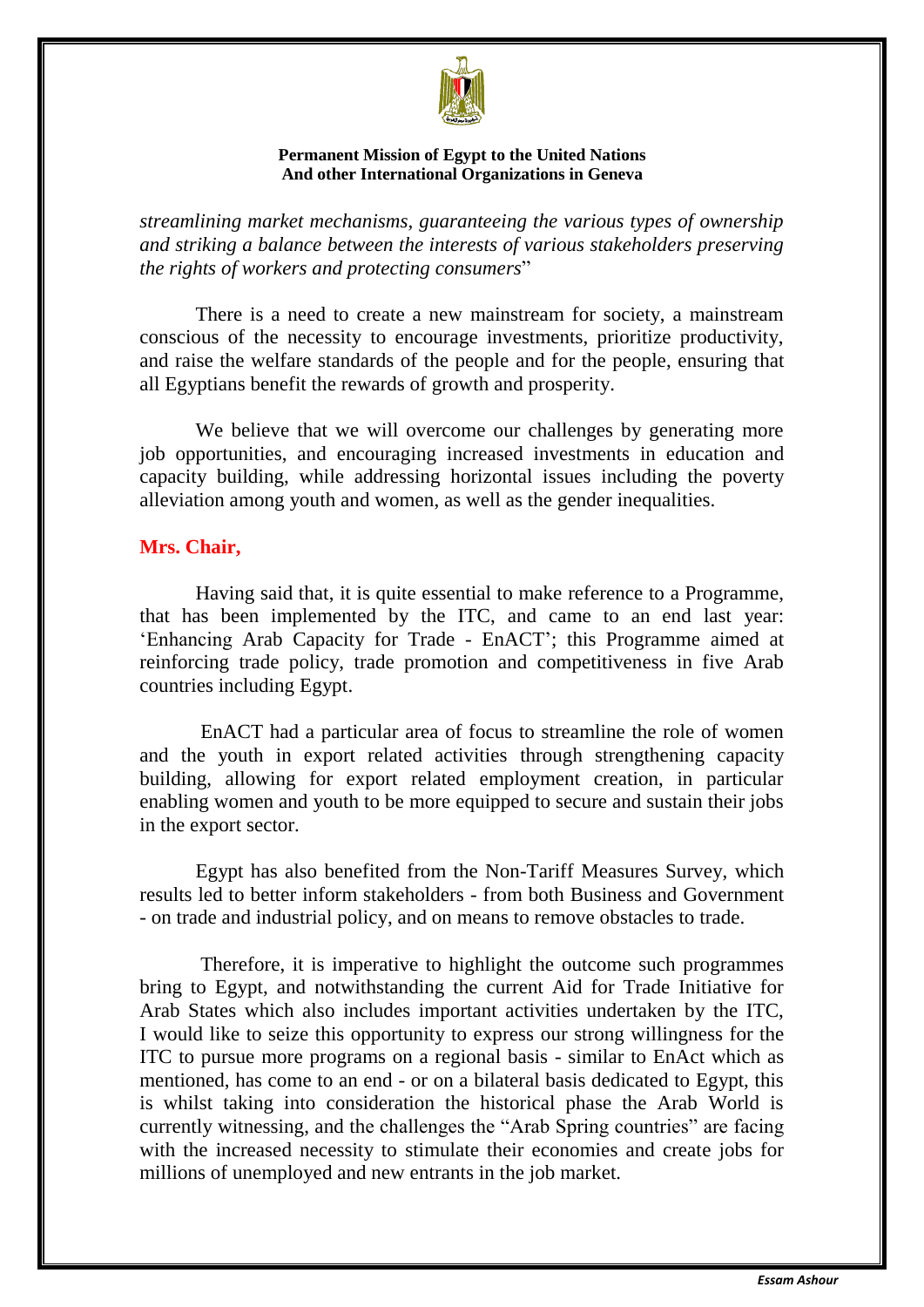*streamlining market mechanisms, guaranteeing the various types of ownership and striking a balance between the interests of various stakeholders preserving the rights of workers and protecting consumers*"

There is a need to create a new mainstream for society, a mainstream conscious of the necessity to encourage investments, prioritize productivity, and raise the welfare standards of the people and for the people, ensuring that all Egyptians benefit the rewards of growth and prosperity.

We believe that we will overcome our challenges by generating more job opportunities, and encouraging increased investments in education and capacity building, while addressing horizontal issues including the poverty alleviation among youth and women, as well as the gender inequalities.

**Mrs. Chair,**

Having said that, it is quite essential to make reference to a Programme, that has been implemented by the ITC, and came to an end last year: 'Enhancing Arab Capacity for Trade - EnACT'; this Programme aimed at reinforcing trade policy, trade promotion and competitiveness in five Arab countries including Egypt.

EnACT had a particular area of focus to streamline the role of women and the youth in export related activities through strengthening capacity building, allowing for export related employment creation, in particular enabling women and youth to be more equipped to secure and sustain their jobs in the export sector.

Egypt has also benefited from the Non-Tariff Measures Survey, which results led to better inform stakeholders - from both Business and Government - on trade and industrial policy, and on means to remove obstacles to trade.

Therefore, it is imperative to highlight the outcome such programmes bring to Egypt, and notwithstanding the current Aid for Trade Initiative for Arab States which also includes important activities undertaken by the ITC, I would like to seize this opportunity to express our strong willingness for the ITC to pursue more programs on a regional basis - similar to EnAct which as mentioned, has come to an end - or on a bilateral basis dedicated to Egypt, this is whilst taking into consideration the historical phase the Arab World is currently witnessing, and the challenges the "Arab Spring countries" are facing with the increased necessity to stimulate their economies and create jobs for millions of unemployed and new entrants in the job market.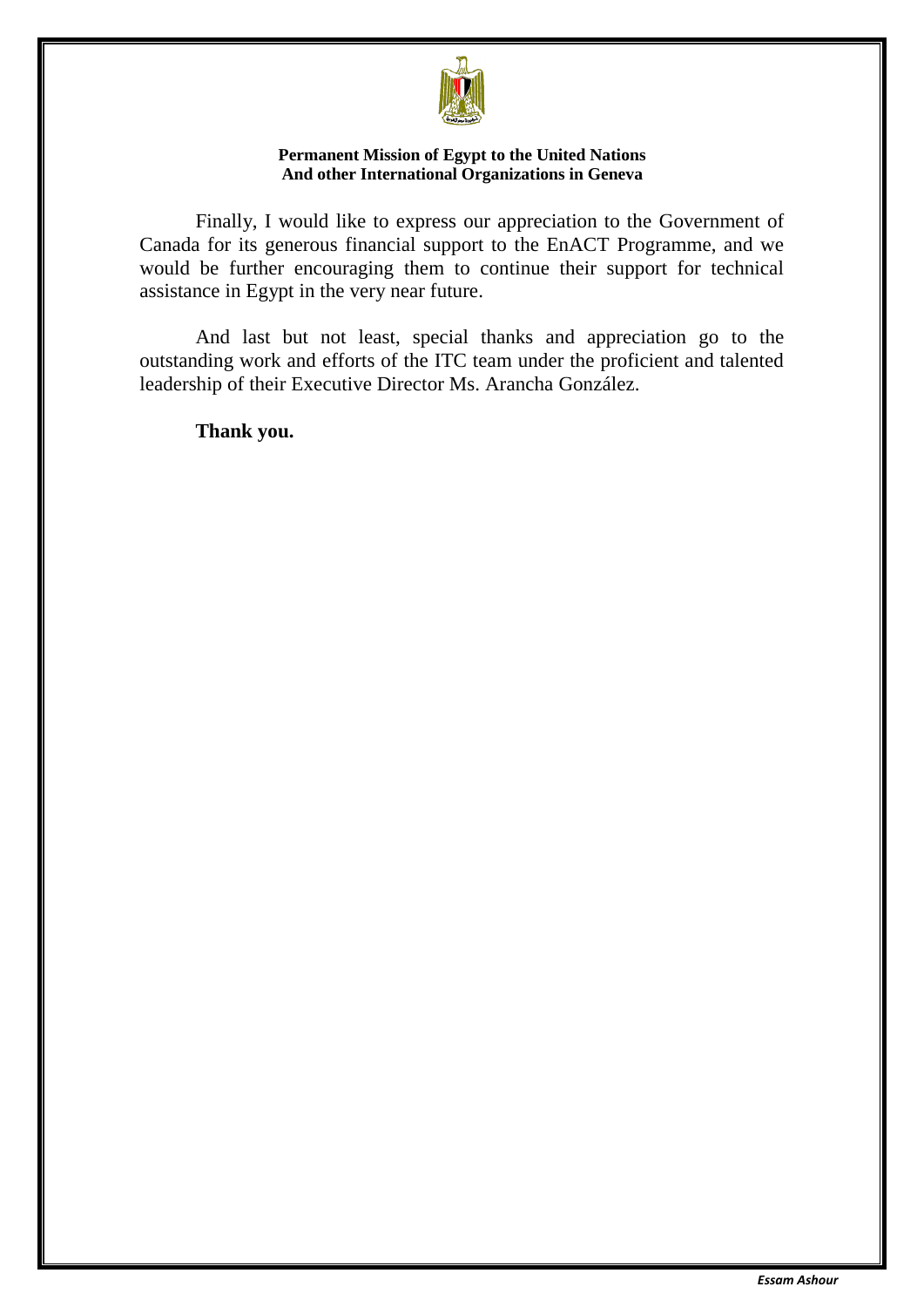**Permanent Mission of Egypt to the United Nations**
**And other International Organizations in Geneva**

Finally, I would like to express our appreciation to the Government of Canada for its generous financial support to the EnACT Programme, and we would be further encouraging them to continue their support for technical assistance in Egypt in the very near future.

And last but not least, special thanks and appreciation go to the outstanding work and efforts of the ITC team under the proficient and talented leadership of their Executive Director Ms. Arancha González.

**Thank you.**